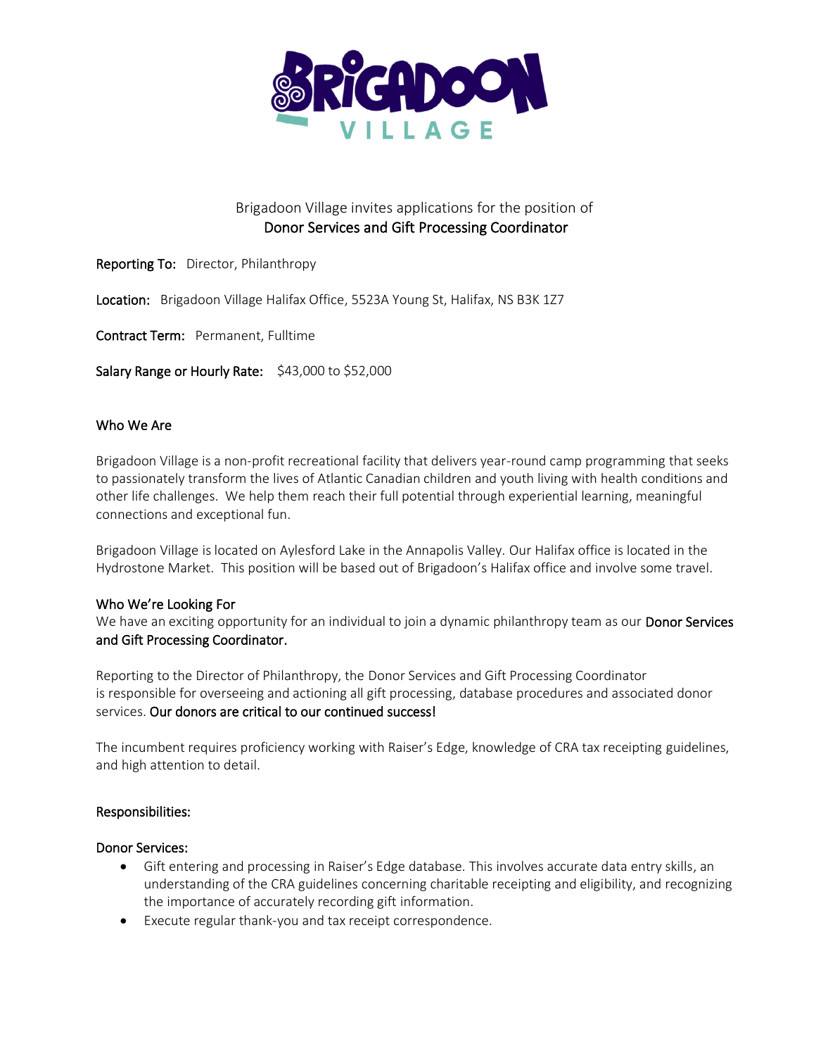Brigadoon Village invites applications for the position of

**Donor Services and Gift Processing Coordinator**

**Reporting To:** Director, Philanthropy

**Location:** Brigadoon Village Halifax Office, 5523A Young St, Halifax, NS B3K 1Z7

**Contract Term:** Permanent, Fulltime

**Salary Range or Hourly Rate:** $43,000 to $52,000

## Who We Are

Brigadoon Village is a non-profit recreational facility that delivers year-round camp programming that seeks to passionately transform the lives of Atlantic Canadian children and youth living with health conditions and other life challenges. We help them reach their full potential through experiential learning, meaningful connections and exceptional fun.

Brigadoon Village is located on Aylesford Lake in the Annapolis Valley. Our Halifax office is located in the Hydrostone Market. This position will be based out of Brigadoon's Halifax office and involve some travel.

## Who We're Looking For

We have an exciting opportunity for an individual to join a dynamic philanthropy team as our **Donor Services and Gift Processing Coordinator.**

Reporting to the Director of Philanthropy, the Donor Services and Gift Processing Coordinator is responsible for overseeing and actioning all gift processing, database procedures and associated donor services. **Our donors are critical to our continued success!**

The incumbent requires proficiency working with Raiser's Edge, knowledge of CRA tax receipting guidelines, and high attention to detail.

## Responsibilities:

### Donor Services:

- Gift entering and processing in Raiser's Edge database. This involves accurate data entry skills, an understanding of the CRA guidelines concerning charitable receipting and eligibility, and recognizing the importance of accurately recording gift information.
- Execute regular thank-you and tax receipt correspondence.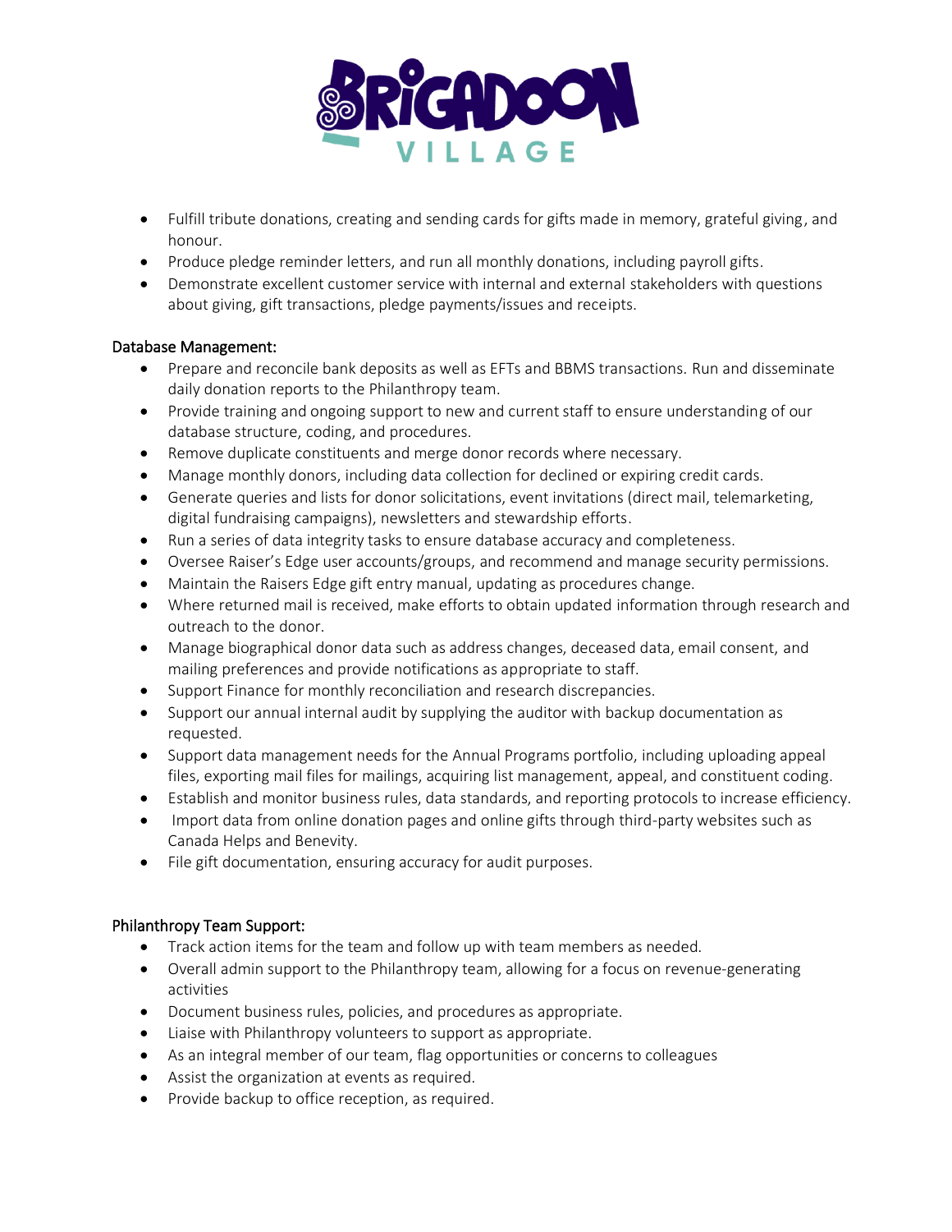- Fulfill tribute donations, creating and sending cards for gifts made in memory, grateful giving, and honour.
- Produce pledge reminder letters, and run all monthly donations, including payroll gifts.
- Demonstrate excellent customer service with internal and external stakeholders with questions about giving, gift transactions, pledge payments/issues and receipts.

Database Management:

- Prepare and reconcile bank deposits as well as EFTs and BBMS transactions. Run and disseminate daily donation reports to the Philanthropy team.
- Provide training and ongoing support to new and current staff to ensure understanding of our database structure, coding, and procedures.
- Remove duplicate constituents and merge donor records where necessary.
- Manage monthly donors, including data collection for declined or expiring credit cards.
- Generate queries and lists for donor solicitations, event invitations (direct mail, telemarketing, digital fundraising campaigns), newsletters and stewardship efforts.
- Run a series of data integrity tasks to ensure database accuracy and completeness.
- Oversee Raiser's Edge user accounts/groups, and recommend and manage security permissions.
- Maintain the Raisers Edge gift entry manual, updating as procedures change.
- Where returned mail is received, make efforts to obtain updated information through research and outreach to the donor.
- Manage biographical donor data such as address changes, deceased data, email consent, and mailing preferences and provide notifications as appropriate to staff.
- Support Finance for monthly reconciliation and research discrepancies.
- Support our annual internal audit by supplying the auditor with backup documentation as requested.
- Support data management needs for the Annual Programs portfolio, including uploading appeal files, exporting mail files for mailings, acquiring list management, appeal, and constituent coding.
- Establish and monitor business rules, data standards, and reporting protocols to increase efficiency.
- Import data from online donation pages and online gifts through third-party websites such as Canada Helps and Benevity.
- File gift documentation, ensuring accuracy for audit purposes.

Philanthropy Team Support:

- Track action items for the team and follow up with team members as needed.
- Overall admin support to the Philanthropy team, allowing for a focus on revenue-generating activities
- Document business rules, policies, and procedures as appropriate.
- Liaise with Philanthropy volunteers to support as appropriate.
- As an integral member of our team, flag opportunities or concerns to colleagues
- Assist the organization at events as required.
- Provide backup to office reception, as required.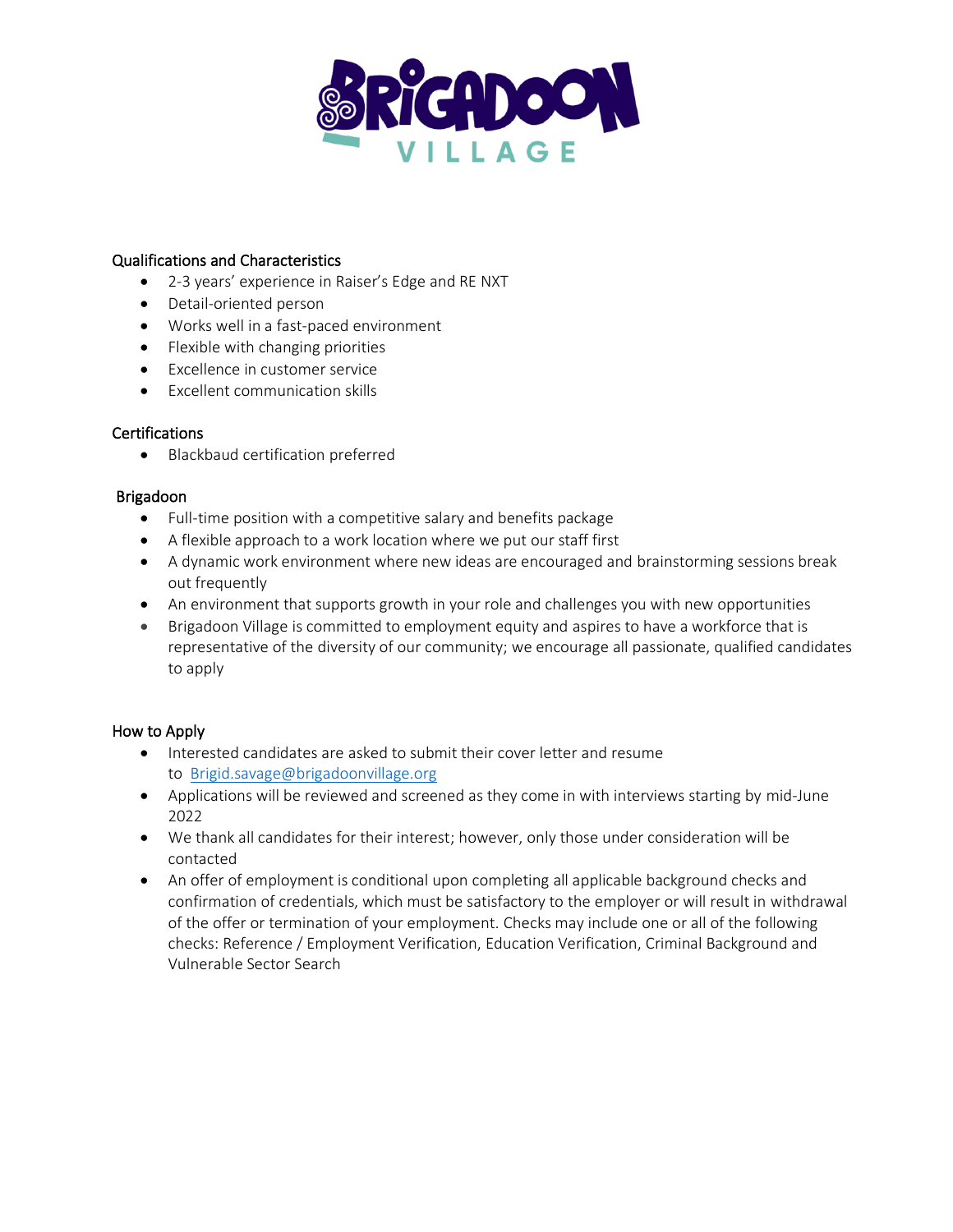BRIGADOON VILLAGE

Qualifications and Characteristics

- 2-3 years' experience in Raiser's Edge and RE NXT
- Detail-oriented person
- Works well in a fast-paced environment
- Flexible with changing priorities
- Excellence in customer service
- Excellent communication skills

Certifications

- Blackbaud certification preferred

Brigadoon

- Full-time position with a competitive salary and benefits package
- A flexible approach to a work location where we put our staff first
- A dynamic work environment where new ideas are encouraged and brainstorming sessions break out frequently
- An environment that supports growth in your role and challenges you with new opportunities
- Brigadoon Village is committed to employment equity and aspires to have a workforce that is representative of the diversity of our community; we encourage all passionate, qualified candidates to apply

How to Apply

- Interested candidates are asked to submit their cover letter and resume to Brigid.savage@brigadoonvillage.org
- Applications will be reviewed and screened as they come in with interviews starting by mid-June 2022
- We thank all candidates for their interest; however, only those under consideration will be contacted
- An offer of employment is conditional upon completing all applicable background checks and confirmation of credentials, which must be satisfactory to the employer or will result in withdrawal of the offer or termination of your employment. Checks may include one or all of the following checks: Reference / Employment Verification, Education Verification, Criminal Background and Vulnerable Sector Search